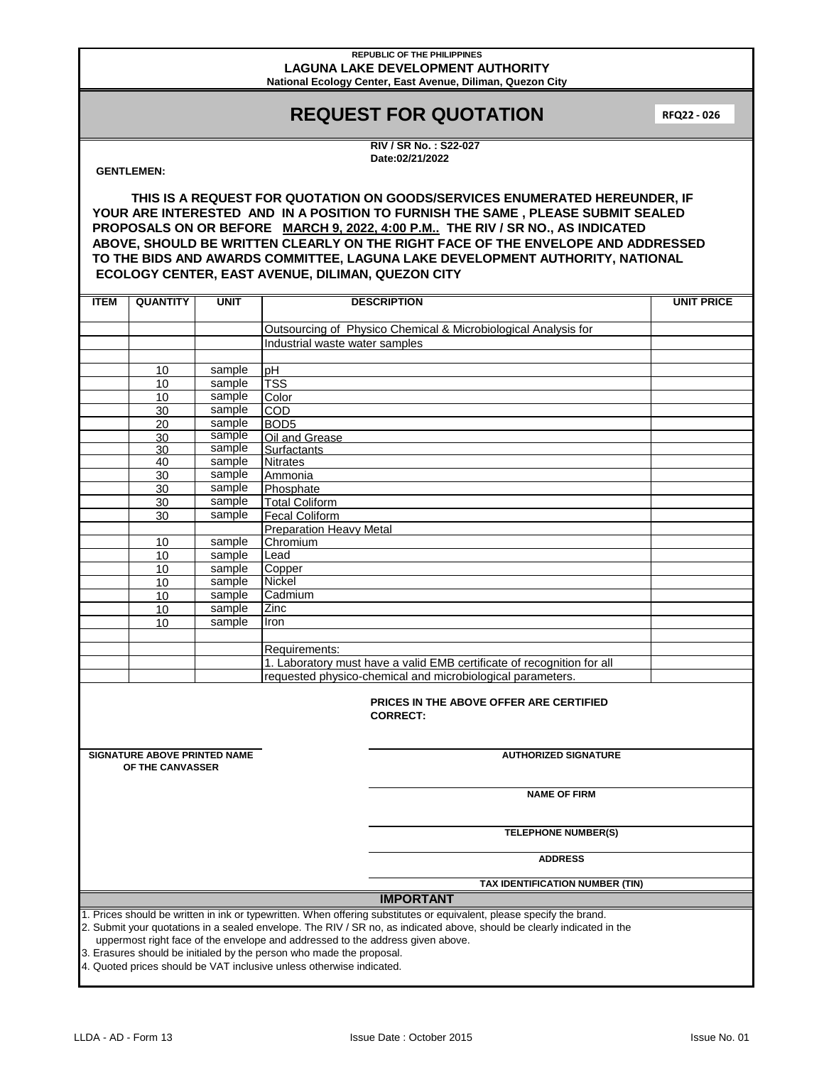REPUBLIC OF THE PHILIPPINES

**LAGUNA LAKE DEVELOPMENT AUTHORITY**

**National Ecology Center, East Avenue, Diliman, Quezon City**

# REQUEST FOR QUOTATION

**RFQ22 - 026**

**RIV / SR No. : S22-027**
**Date:02/21/2022**

**GENTLEMEN:**

**THIS IS A REQUEST FOR QUOTATION ON GOODS/SERVICES ENUMERATED HEREUNDER, IF YOUR ARE INTERESTED AND IN A POSITION TO FURNISH THE SAME , PLEASE SUBMIT SEALED PROPOSALS ON OR BEFORE MARCH 9, 2022, 4:00 P.M.. THE RIV / SR NO., AS INDICATED ABOVE, SHOULD BE WRITTEN CLEARLY ON THE RIGHT FACE OF THE ENVELOPE AND ADDRESSED TO THE BIDS AND AWARDS COMMITTEE, LAGUNA LAKE DEVELOPMENT AUTHORITY, NATIONAL ECOLOGY CENTER, EAST AVENUE, DILIMAN, QUEZON CITY**

| ITEM | QUANTITY | UNIT | DESCRIPTION | UNIT PRICE |
|---|---|---|---|---|
| | | | Outsourcing of Physico Chemical & Microbiological Analysis for | |
| | | | Industrial waste water samples | |
| | | | | |
| | 10 | sample | pH | |
| | 10 | sample | TSS | |
| | 10 | sample | Color | |
| | 30 | sample | COD | |
| | 20 | sample | BOD5 | |
| | 30 | sample | Oil and Grease | |
| | 30 | sample | Surfactants | |
| | 40 | sample | Nitrates | |
| | 30 | sample | Ammonia | |
| | 30 | sample | Phosphate | |
| | 30 | sample | Total Coliform | |
| | 30 | sample | Fecal Coliform | |
| | | | Preparation Heavy Metal | |
| | 10 | sample | Chromium | |
| | 10 | sample | Lead | |
| | 10 | sample | Copper | |
| | 10 | sample | Nickel | |
| | 10 | sample | Cadmium | |
| | 10 | sample | Zinc | |
| | 10 | sample | Iron | |
| | | | | |
| | | | Requirements: | |
| | | | 1. Laboratory must have a valid EMB certificate of recognition for all | |
| | | | requested physico-chemical and microbiological parameters. | |

**PRICES IN THE ABOVE OFFER ARE CERTIFIED CORRECT:**

**SIGNATURE ABOVE PRINTED NAME OF THE CANVASSER**

**AUTHORIZED SIGNATURE**

**NAME OF FIRM**

**TELEPHONE NUMBER(S)**

**ADDRESS**

**TAX IDENTIFICATION NUMBER (TIN)**

## IMPORTANT

1. Prices should be written in ink or typewritten. When offering substitutes or equivalent, please specify the brand.
2. Submit your quotations in a sealed envelope. The RIV / SR no, as indicated above, should be clearly indicated in the uppermost right face of the envelope and addressed to the address given above.
3. Erasures should be initialed by the person who made the proposal.
4. Quoted prices should be VAT inclusive unless otherwise indicated.

LLDA - AD - Form 13 | Issue Date : October 2015 | Issue No. 01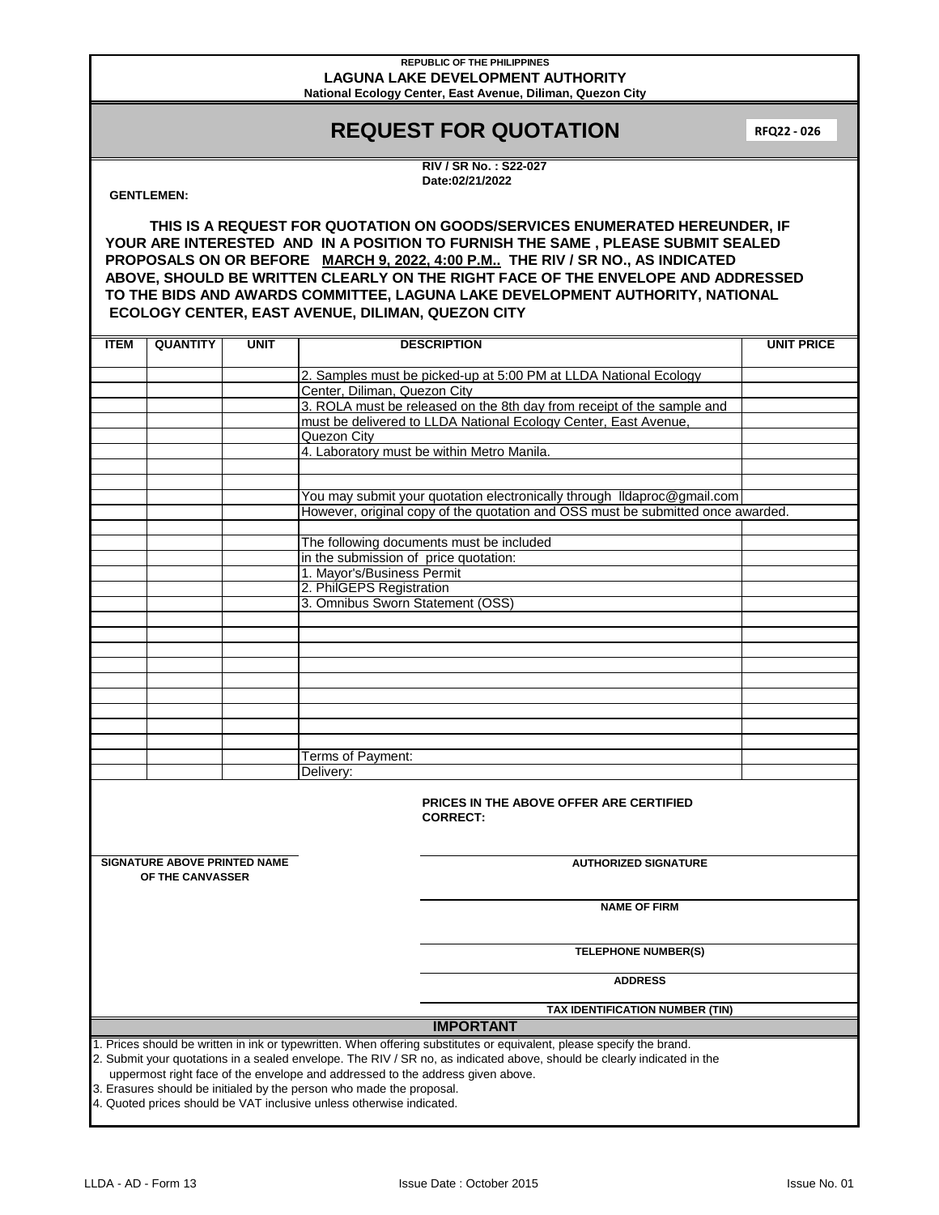REPUBLIC OF THE PHILIPPINES

**LAGUNA LAKE DEVELOPMENT AUTHORITY**

**National Ecology Center, East Avenue, Diliman, Quezon City**

# REQUEST FOR QUOTATION

**RFQ22 - 026**

**RIV / SR No. : S22-027**

**Date:02/21/2022**

**GENTLEMEN:**

**THIS IS A REQUEST FOR QUOTATION ON GOODS/SERVICES ENUMERATED HEREUNDER, IF YOUR ARE INTERESTED AND IN A POSITION TO FURNISH THE SAME , PLEASE SUBMIT SEALED PROPOSALS ON OR BEFORE MARCH 9, 2022, 4:00 P.M.. THE RIV / SR NO., AS INDICATED ABOVE, SHOULD BE WRITTEN CLEARLY ON THE RIGHT FACE OF THE ENVELOPE AND ADDRESSED TO THE BIDS AND AWARDS COMMITTEE, LAGUNA LAKE DEVELOPMENT AUTHORITY, NATIONAL ECOLOGY CENTER, EAST AVENUE, DILIMAN, QUEZON CITY**

| ITEM | QUANTITY | UNIT | DESCRIPTION | UNIT PRICE |
|---|---|---|---|---|
| | | | 2. Samples must be picked-up at 5:00 PM at LLDA National Ecology | |
| | | | Center, Diliman, Quezon City | |
| | | | 3. ROLA must be released on the 8th day from receipt of the sample and | |
| | | | must be delivered to LLDA National Ecology Center, East Avenue, | |
| | | | Quezon City | |
| | | | 4. Laboratory must be within Metro Manila. | |
| | | | | |
| | | | | |
| | | | You may submit your quotation electronically through lldaproc@gmail.com | |
| | | | However, original copy of the quotation and OSS must be submitted once awarded. | |
| | | | | |
| | | | The following documents must be included | |
| | | | in the submission of price quotation: | |
| | | | 1. Mayor's/Business Permit | |
| | | | 2. PhilGEPS Registration | |
| | | | 3. Omnibus Sworn Statement (OSS) | |
| | | | | |
| | | | | |
| | | | | |
| | | | | |
| | | | | |
| | | | | |
| | | | | |
| | | | | |
| | | | | |
| | | | Terms of Payment: | |
| | | | Delivery: | |

**PRICES IN THE ABOVE OFFER ARE CERTIFIED CORRECT:**

**SIGNATURE ABOVE PRINTED NAME OF THE CANVASSER**

**AUTHORIZED SIGNATURE**

**NAME OF FIRM**

**TELEPHONE NUMBER(S)**

**ADDRESS**

**TAX IDENTIFICATION NUMBER (TIN)**

## IMPORTANT

1. Prices should be written in ink or typewritten. When offering substitutes or equivalent, please specify the brand.
2. Submit your quotations in a sealed envelope. The RIV / SR no, as indicated above, should be clearly indicated in the uppermost right face of the envelope and addressed to the address given above.
3. Erasures should be initialed by the person who made the proposal.
4. Quoted prices should be VAT inclusive unless otherwise indicated.

LLDA - AD - Form 13 Issue Date : October 2015 Issue No. 01